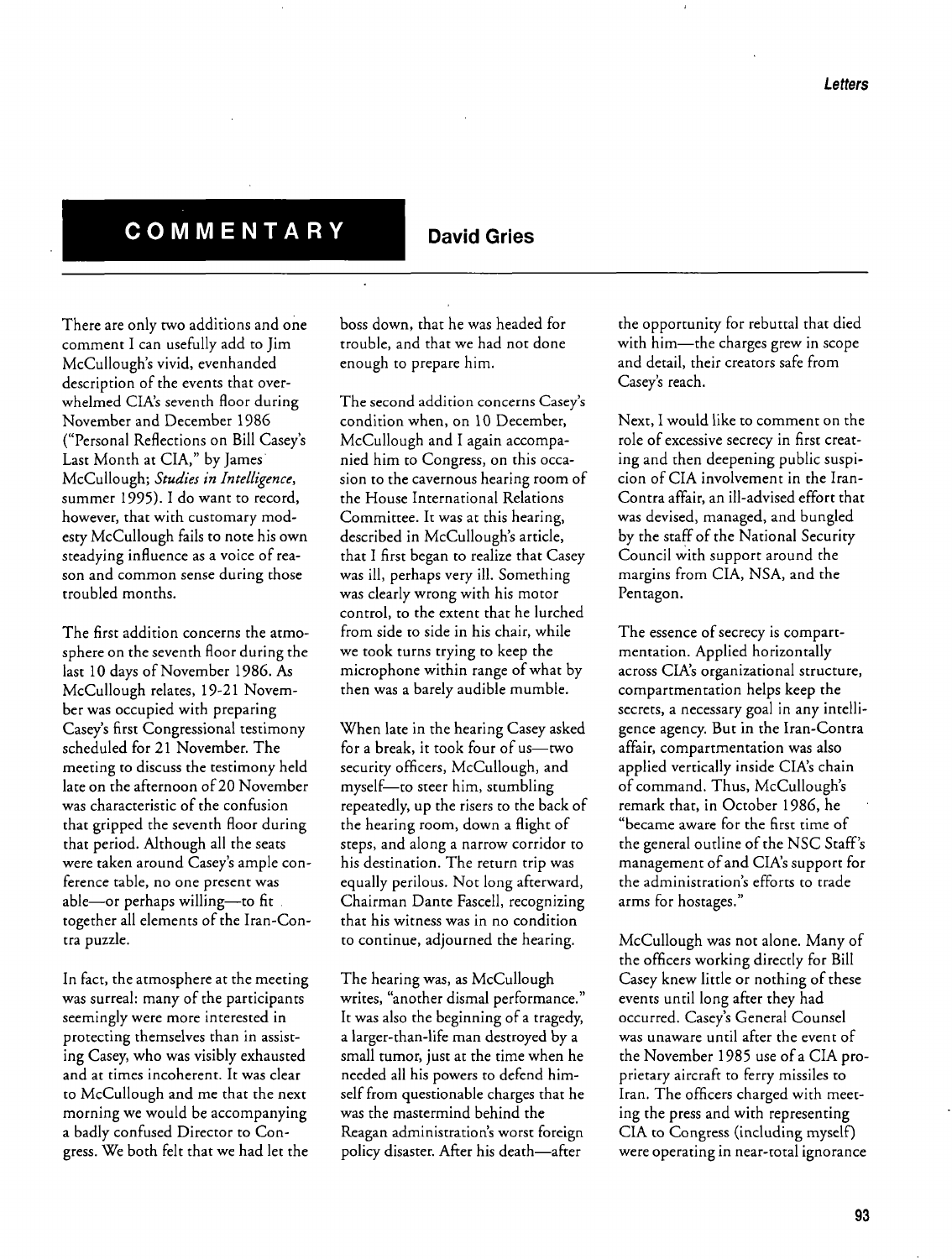# COMMENTARY

**David Gries**

There are only two additions and one comment I can usefully add to Jim McCullough's vivid, evenhanded description of the events that overwhelmed CIA's seventh floor during November and December 1986 ("Personal Reflections on Bill Casey's Last Month at CIA," by James McCullough; *Studies in Intelligence*, summer 1995). I do want to record, however, that with customary modesty McCullough fails to note his own steadying influence as a voice of reason and common sense during those troubled months.

The first addition concerns the atmosphere on the seventh floor during the last 10 days of November 1986. As McCullough relates, 19-21 November was occupied with preparing Casey's first Congressional testimony scheduled for 21 November. The meeting to discuss the testimony held late on the afternoon of 20 November was characteristic of the confusion that gripped the seventh floor during that period. Although all the seats were taken around Casey's ample conference table, no one present was able—or perhaps willing—to fit together all elements of the Iran-Contra puzzle.

In fact, the atmosphere at the meeting was surreal: many of the participants seemingly were more interested in protecting themselves than in assisting Casey, who was visibly exhausted and at times incoherent. It was clear to McCullough and me that the next morning we would be accompanying a badly confused Director to Congress. We both felt that we had let the boss down, that he was headed for trouble, and that we had not done enough to prepare him.

The second addition concerns Casey's condition when, on 10 December, McCullough and I again accompanied him to Congress, on this occasion to the cavernous hearing room of the House International Relations Committee. It was at this hearing, described in McCullough's article, that I first began to realize that Casey was ill, perhaps very ill. Something was clearly wrong with his motor control, to the extent that he lurched from side to side in his chair, while we took turns trying to keep the microphone within range of what by then was a barely audible mumble.

When late in the hearing Casey asked for a break, it took four of us—two security officers, McCullough, and myself—to steer him, stumbling repeatedly, up the risers to the back of the hearing room, down a flight of steps, and along a narrow corridor to his destination. The return trip was equally perilous. Not long afterward, Chairman Dante Fascell, recognizing that his witness was in no condition to continue, adjourned the hearing.

The hearing was, as McCullough writes, "another dismal performance." It was also the beginning of a tragedy, a larger-than-life man destroyed by a small tumor, just at the time when he needed all his powers to defend himself from questionable charges that he was the mastermind behind the Reagan administration's worst foreign policy disaster. After his death—after the opportunity for rebuttal that died with him—the charges grew in scope and detail, their creators safe from Casey's reach.

Next, I would like to comment on the role of excessive secrecy in first creating and then deepening public suspicion of CIA involvement in the Iran-Contra affair, an ill-advised effort that was devised, managed, and bungled by the staff of the National Security Council with support around the margins from CIA, NSA, and the Pentagon.

The essence of secrecy is compartmentation. Applied horizontally across CIA's organizational structure, compartmentation helps keep the secrets, a necessary goal in any intelligence agency. But in the Iran-Contra affair, compartmentation was also applied vertically inside CIA's chain of command. Thus, McCullough's remark that, in October 1986, he "became aware for the first time of the general outline of the NSC Staff's management of and CIA's support for the administration's efforts to trade arms for hostages."

McCullough was not alone. Many of the officers working directly for Bill Casey knew little or nothing of these events until long after they had occurred. Casey's General Counsel was unaware until after the event of the November 1985 use of a CIA proprietary aircraft to ferry missiles to Iran. The officers charged with meeting the press and with representing CIA to Congress (including myself) were operating in near-total ignorance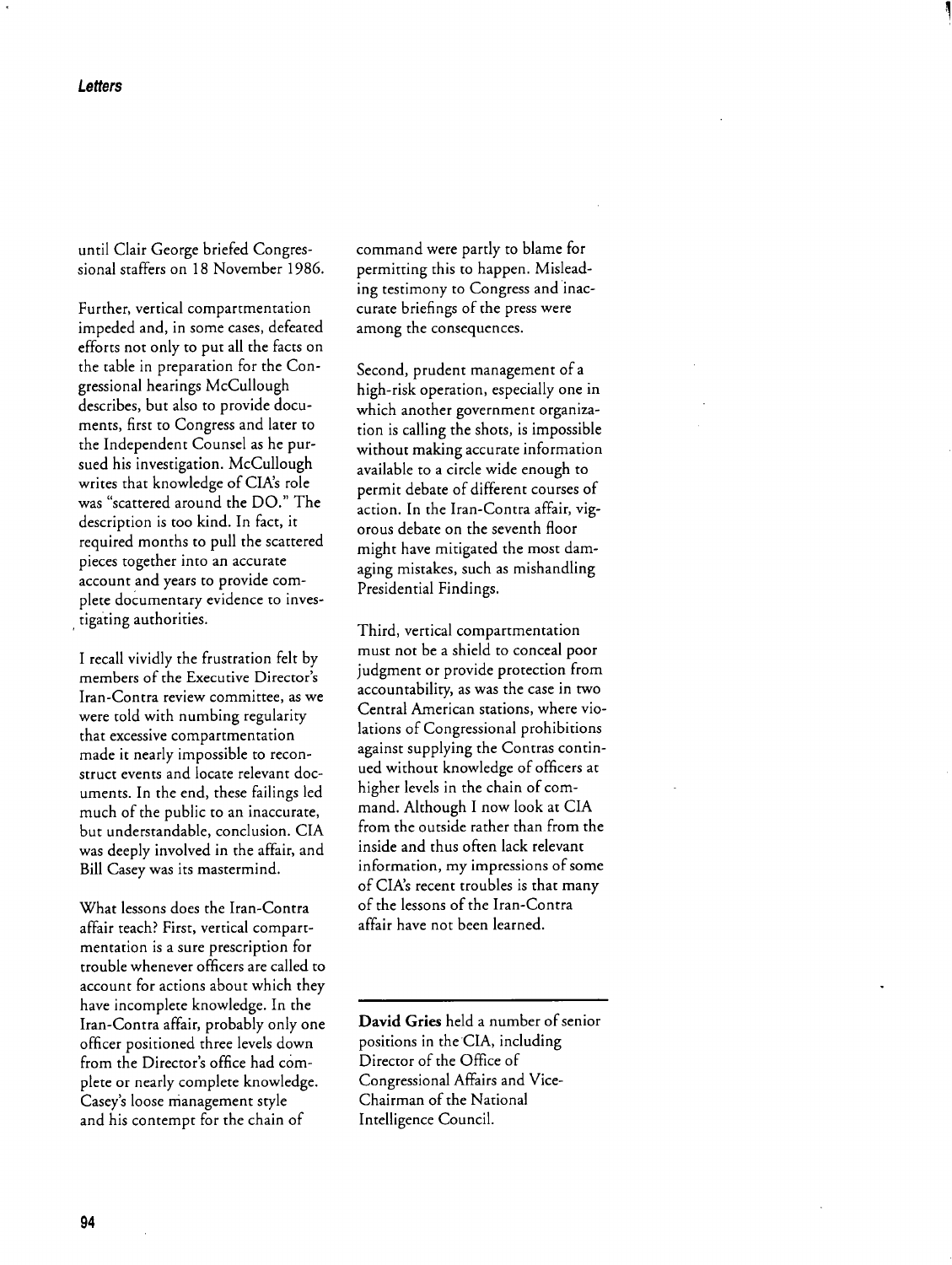until Clair George briefed Congressional staffers on 18 November 1986.

Further, vertical compartmentation impeded and, in some cases, defeated efforts not only to put all the facts on the table in preparation for the Congressional hearings McCullough describes, but also to provide documents, first to Congress and later to the Independent Counsel as he pursued his investigation. McCullough writes that knowledge of CIA's role was "scattered around the DO." The description is too kind. In fact, it required months to pull the scattered pieces together into an accurate account and years to provide complete documentary evidence to investigating authorities.

I recall vividly the frustration felt by members of the Executive Director's Iran-Contra review committee, as we were told with numbing regularity that excessive compartmentation made it nearly impossible to reconstruct events and locate relevant documents. In the end, these failings led much of the public to an inaccurate, but understandable, conclusion. CIA was deeply involved in the affair, and Bill Casey was its mastermind.

What lessons does the Iran-Contra affair teach? First, vertical compartmentation is a sure prescription for trouble whenever officers are called to account for actions about which they have incomplete knowledge. In the Iran-Contra affair, probably only one officer positioned three levels down from the Director's office had complete or nearly complete knowledge. Casey's loose management style and his contempt for the chain of command were partly to blame for permitting this to happen. Misleading testimony to Congress and inaccurate briefings of the press were among the consequences.

Second, prudent management of a high-risk operation, especially one in which another government organization is calling the shots, is impossible without making accurate information available to a circle wide enough to permit debate of different courses of action. In the Iran-Contra affair, vigorous debate on the seventh floor might have mitigated the most damaging mistakes, such as mishandling Presidential Findings.

Third, vertical compartmentation must not be a shield to conceal poor judgment or provide protection from accountability, as was the case in two Central American stations, where violations of Congressional prohibitions against supplying the Contras continued without knowledge of officers at higher levels in the chain of command. Although I now look at CIA from the outside rather than from the inside and thus often lack relevant information, my impressions of some of CIA's recent troubles is that many of the lessons of the Iran-Contra affair have not been learned.

---

**David Gries** held a number of senior positions in the CIA, including Director of the Office of Congressional Affairs and Vice-Chairman of the National Intelligence Council.